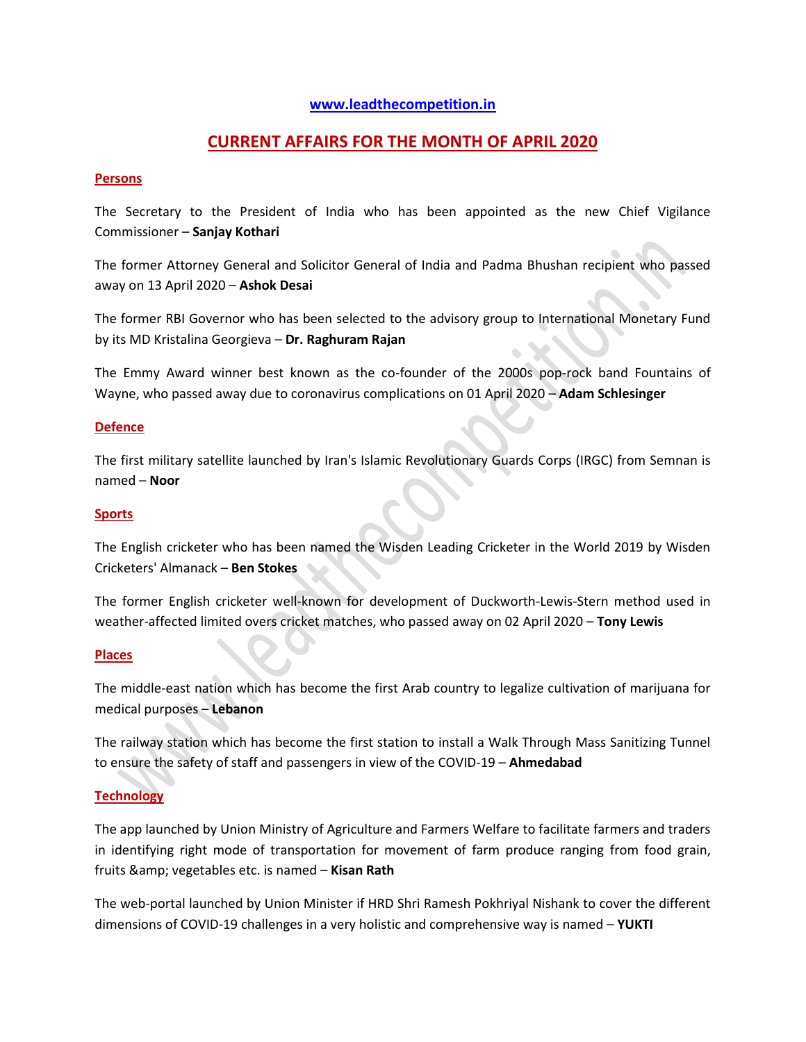www.leadthecompetition.in

# CURRENT AFFAIRS FOR THE MONTH OF APRIL 2020

## Persons

The Secretary to the President of India who has been appointed as the new Chief Vigilance Commissioner – **Sanjay Kothari**

The former Attorney General and Solicitor General of India and Padma Bhushan recipient who passed away on 13 April 2020 – **Ashok Desai**

The former RBI Governor who has been selected to the advisory group to International Monetary Fund by its MD Kristalina Georgieva – **Dr. Raghuram Rajan**

The Emmy Award winner best known as the co-founder of the 2000s pop-rock band Fountains of Wayne, who passed away due to coronavirus complications on 01 April 2020 – **Adam Schlesinger**

## Defence

The first military satellite launched by Iran's Islamic Revolutionary Guards Corps (IRGC) from Semnan is named – **Noor**

## Sports

The English cricketer who has been named the Wisden Leading Cricketer in the World 2019 by Wisden Cricketers' Almanack – **Ben Stokes**

The former English cricketer well-known for development of Duckworth-Lewis-Stern method used in weather-affected limited overs cricket matches, who passed away on 02 April 2020 – **Tony Lewis**

## Places

The middle-east nation which has become the first Arab country to legalize cultivation of marijuana for medical purposes – **Lebanon**

The railway station which has become the first station to install a Walk Through Mass Sanitizing Tunnel to ensure the safety of staff and passengers in view of the COVID-19 – **Ahmedabad**

## Technology

The app launched by Union Ministry of Agriculture and Farmers Welfare to facilitate farmers and traders in identifying right mode of transportation for movement of farm produce ranging from food grain, fruits &amp; vegetables etc. is named – **Kisan Rath**

The web-portal launched by Union Minister if HRD Shri Ramesh Pokhriyal Nishank to cover the different dimensions of COVID-19 challenges in a very holistic and comprehensive way is named – **YUKTI**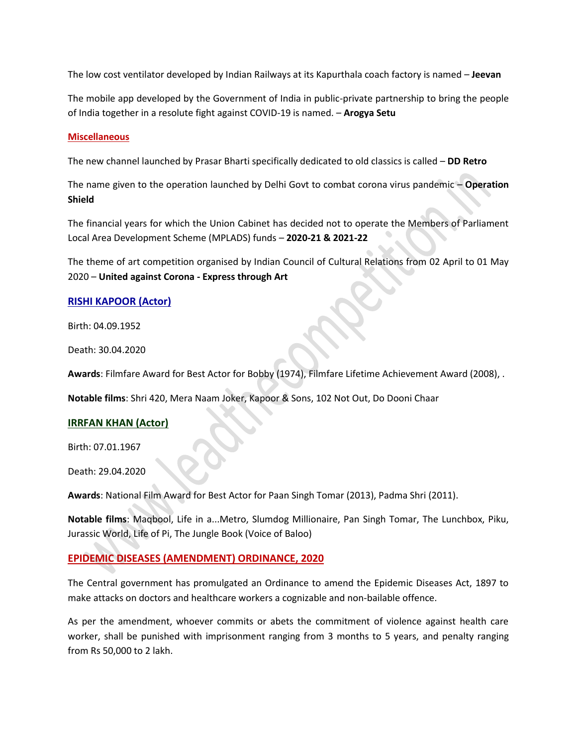The low cost ventilator developed by Indian Railways at its Kapurthala coach factory is named – **Jeevan**

The mobile app developed by the Government of India in public-private partnership to bring the people of India together in a resolute fight against COVID-19 is named. – **Arogya Setu**

## Miscellaneous

The new channel launched by Prasar Bharti specifically dedicated to old classics is called – **DD Retro**

The name given to the operation launched by Delhi Govt to combat corona virus pandemic – **Operation Shield**

The financial years for which the Union Cabinet has decided not to operate the Members of Parliament Local Area Development Scheme (MPLADS) funds – **2020-21 & 2021-22**

The theme of art competition organised by Indian Council of Cultural Relations from 02 April to 01 May 2020 – **United against Corona - Express through Art**

## RISHI KAPOOR (Actor)

Birth: 04.09.1952

Death: 30.04.2020

**Awards**: Filmfare Award for Best Actor for Bobby (1974), Filmfare Lifetime Achievement Award (2008), .

**Notable films**: Shri 420, Mera Naam Joker, Kapoor & Sons, 102 Not Out, Do Dooni Chaar

## IRRFAN KHAN (Actor)

Birth: 07.01.1967

Death: 29.04.2020

**Awards**: National Film Award for Best Actor for Paan Singh Tomar (2013), Padma Shri (2011).

**Notable films**: Maqbool, Life in a...Metro, Slumdog Millionaire, Pan Singh Tomar, The Lunchbox, Piku, Jurassic World, Life of Pi, The Jungle Book (Voice of Baloo)

## EPIDEMIC DISEASES (AMENDMENT) ORDINANCE, 2020

The Central government has promulgated an Ordinance to amend the Epidemic Diseases Act, 1897 to make attacks on doctors and healthcare workers a cognizable and non-bailable offence.

As per the amendment, whoever commits or abets the commitment of violence against health care worker, shall be punished with imprisonment ranging from 3 months to 5 years, and penalty ranging from Rs 50,000 to 2 lakh.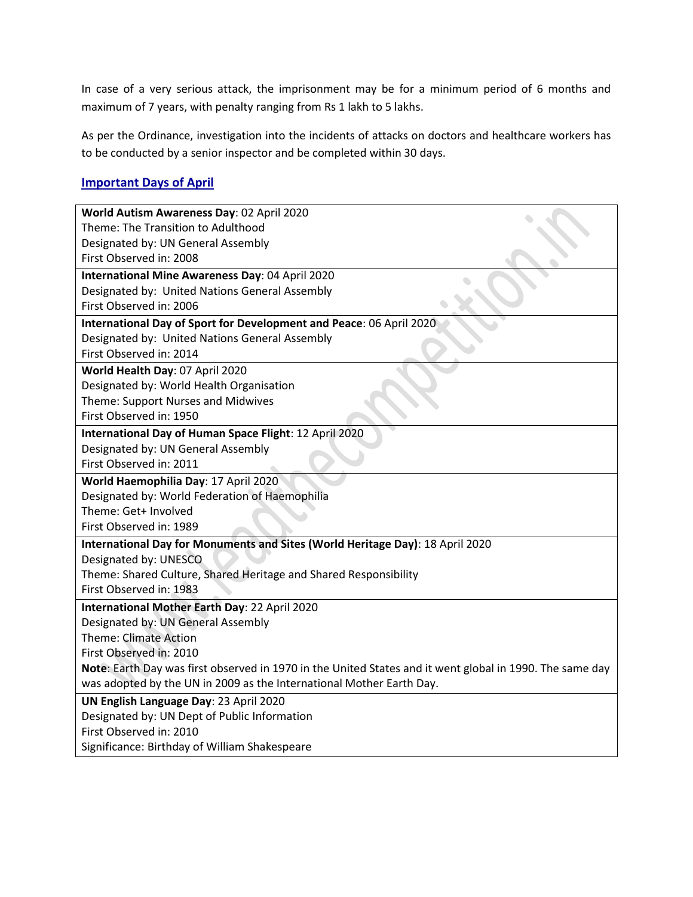In case of a very serious attack, the imprisonment may be for a minimum period of 6 months and maximum of 7 years, with penalty ranging from Rs 1 lakh to 5 lakhs.

As per the Ordinance, investigation into the incidents of attacks on doctors and healthcare workers has to be conducted by a senior inspector and be completed within 30 days.

## Important Days of April

| |
|---|
| **World Autism Awareness Day**: 02 April 2020<br>Theme: The Transition to Adulthood<br>Designated by: UN General Assembly<br>First Observed in: 2008 |
| **International Mine Awareness Day**: 04 April 2020<br>Designated by: United Nations General Assembly<br>First Observed in: 2006 |
| **International Day of Sport for Development and Peace**: 06 April 2020<br>Designated by: United Nations General Assembly<br>First Observed in: 2014 |
| **World Health Day**: 07 April 2020<br>Designated by: World Health Organisation<br>Theme: Support Nurses and Midwives<br>First Observed in: 1950 |
| **International Day of Human Space Flight**: 12 April 2020<br>Designated by: UN General Assembly<br>First Observed in: 2011 |
| **World Haemophilia Day**: 17 April 2020<br>Designated by: World Federation of Haemophilia<br>Theme: Get+ Involved<br>First Observed in: 1989 |
| **International Day for Monuments and Sites (World Heritage Day)**: 18 April 2020<br>Designated by: UNESCO<br>Theme: Shared Culture, Shared Heritage and Shared Responsibility<br>First Observed in: 1983 |
| **International Mother Earth Day**: 22 April 2020<br>Designated by: UN General Assembly<br>Theme: Climate Action<br>First Observed in: 2010<br>**Note**: Earth Day was first observed in 1970 in the United States and it went global in 1990. The same day was adopted by the UN in 2009 as the International Mother Earth Day. |
| **UN English Language Day**: 23 April 2020<br>Designated by: UN Dept of Public Information<br>First Observed in: 2010<br>Significance: Birthday of William Shakespeare |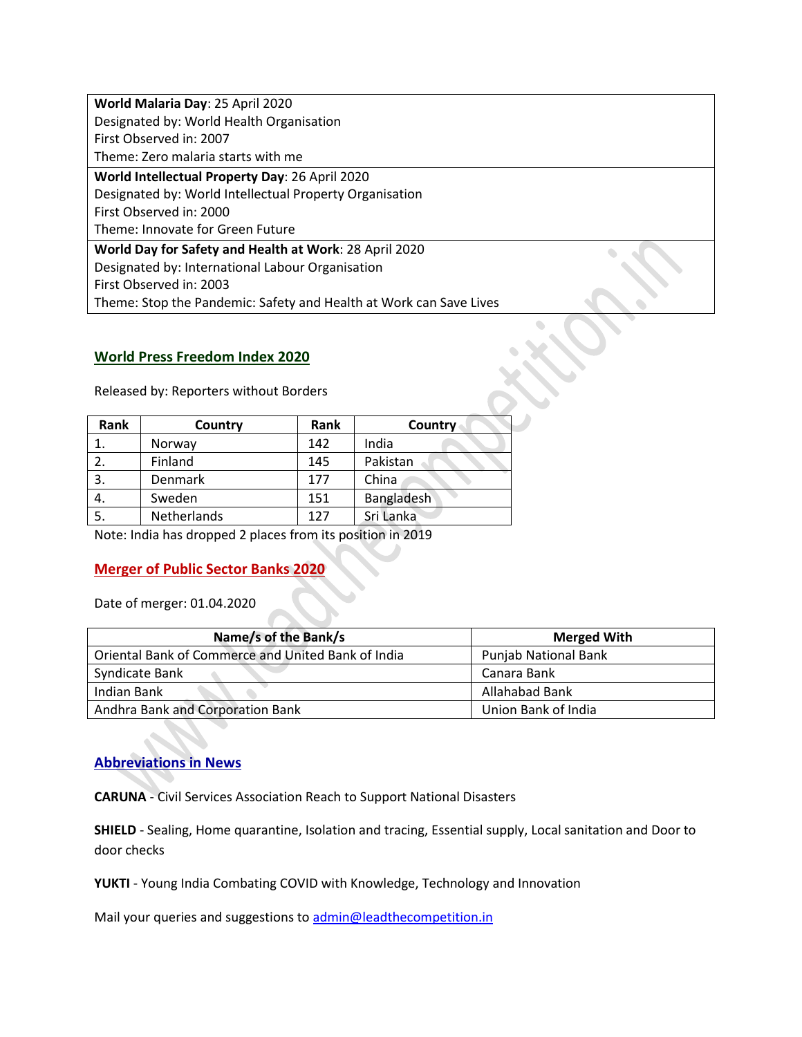| | |
|---|---|
| **World Malaria Day**: 25 April 2020<br>Designated by: World Health Organisation<br>First Observed in: 2007<br>Theme: Zero malaria starts with me | |
| **World Intellectual Property Day**: 26 April 2020<br>Designated by: World Intellectual Property Organisation<br>First Observed in: 2000<br>Theme: Innovate for Green Future | |
| **World Day for Safety and Health at Work**: 28 April 2020<br>Designated by: International Labour Organisation<br>First Observed in: 2003<br>Theme: Stop the Pandemic: Safety and Health at Work can Save Lives | |

## World Press Freedom Index 2020

Released by: Reporters without Borders

| Rank | Country | Rank | Country |
|---|---|---|---|
| 1. | Norway | 142 | India |
| 2. | Finland | 145 | Pakistan |
| 3. | Denmark | 177 | China |
| 4. | Sweden | 151 | Bangladesh |
| 5. | Netherlands | 127 | Sri Lanka |

Note: India has dropped 2 places from its position in 2019

## Merger of Public Sector Banks 2020

Date of merger: 01.04.2020

| Name/s of the Bank/s | Merged With |
|---|---|
| Oriental Bank of Commerce and United Bank of India | Punjab National Bank |
| Syndicate Bank | Canara Bank |
| Indian Bank | Allahabad Bank |
| Andhra Bank and Corporation Bank | Union Bank of India |

## Abbreviations in News

**CARUNA** - Civil Services Association Reach to Support National Disasters

**SHIELD** - Sealing, Home quarantine, Isolation and tracing, Essential supply, Local sanitation and Door to door checks

**YUKTI** - Young India Combating COVID with Knowledge, Technology and Innovation

Mail your queries and suggestions to admin@leadthecompetition.in